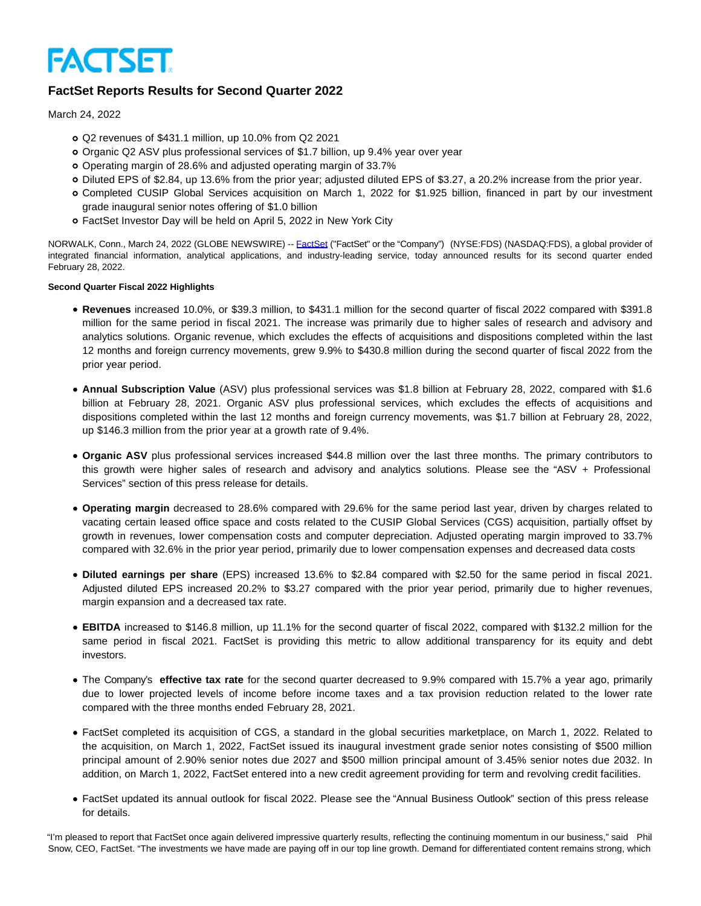# FACTSET

## FactSet Reports Results for Second Quarter 2022

March 24, 2022

- Q2 revenues of $431.1 million, up 10.0% from Q2 2021
- Organic Q2 ASV plus professional services of $1.7 billion, up 9.4% year over year
- Operating margin of 28.6% and adjusted operating margin of 33.7%
- Diluted EPS of $2.84, up 13.6% from the prior year; adjusted diluted EPS of $3.27, a 20.2% increase from the prior year.
- Completed CUSIP Global Services acquisition on March 1, 2022 for $1.925 billion, financed in part by our investment grade inaugural senior notes offering of $1.0 billion
- FactSet Investor Day will be held on April 5, 2022 in New York City

NORWALK, Conn., March 24, 2022 (GLOBE NEWSWIRE) -- FactSet ("FactSet" or the "Company") (NYSE:FDS) (NASDAQ:FDS), a global provider of integrated financial information, analytical applications, and industry-leading service, today announced results for its second quarter ended February 28, 2022.

**Second Quarter Fiscal 2022 Highlights**

- **Revenues** increased 10.0%, or $39.3 million, to $431.1 million for the second quarter of fiscal 2022 compared with $391.8 million for the same period in fiscal 2021. The increase was primarily due to higher sales of research and advisory and analytics solutions. Organic revenue, which excludes the effects of acquisitions and dispositions completed within the last 12 months and foreign currency movements, grew 9.9% to $430.8 million during the second quarter of fiscal 2022 from the prior year period.

- **Annual Subscription Value** (ASV) plus professional services was $1.8 billion at February 28, 2022, compared with $1.6 billion at February 28, 2021. Organic ASV plus professional services, which excludes the effects of acquisitions and dispositions completed within the last 12 months and foreign currency movements, was $1.7 billion at February 28, 2022, up $146.3 million from the prior year at a growth rate of 9.4%.

- **Organic ASV** plus professional services increased $44.8 million over the last three months. The primary contributors to this growth were higher sales of research and advisory and analytics solutions. Please see the "ASV + Professional Services" section of this press release for details.

- **Operating margin** decreased to 28.6% compared with 29.6% for the same period last year, driven by charges related to vacating certain leased office space and costs related to the CUSIP Global Services (CGS) acquisition, partially offset by growth in revenues, lower compensation costs and computer depreciation. Adjusted operating margin improved to 33.7% compared with 32.6% in the prior year period, primarily due to lower compensation expenses and decreased data costs

- **Diluted earnings per share** (EPS) increased 13.6% to $2.84 compared with $2.50 for the same period in fiscal 2021. Adjusted diluted EPS increased 20.2% to $3.27 compared with the prior year period, primarily due to higher revenues, margin expansion and a decreased tax rate.

- **EBITDA** increased to $146.8 million, up 11.1% for the second quarter of fiscal 2022, compared with $132.2 million for the same period in fiscal 2021. FactSet is providing this metric to allow additional transparency for its equity and debt investors.

- The Company's **effective tax rate** for the second quarter decreased to 9.9% compared with 15.7% a year ago, primarily due to lower projected levels of income before income taxes and a tax provision reduction related to the lower rate compared with the three months ended February 28, 2021.

- FactSet completed its acquisition of CGS, a standard in the global securities marketplace, on March 1, 2022. Related to the acquisition, on March 1, 2022, FactSet issued its inaugural investment grade senior notes consisting of $500 million principal amount of 2.90% senior notes due 2027 and $500 million principal amount of 3.45% senior notes due 2032. In addition, on March 1, 2022, FactSet entered into a new credit agreement providing for term and revolving credit facilities.

- FactSet updated its annual outlook for fiscal 2022. Please see the "Annual Business Outlook" section of this press release for details.

"I'm pleased to report that FactSet once again delivered impressive quarterly results, reflecting the continuing momentum in our business," said Phil Snow, CEO, FactSet. "The investments we have made are paying off in our top line growth. Demand for differentiated content remains strong, which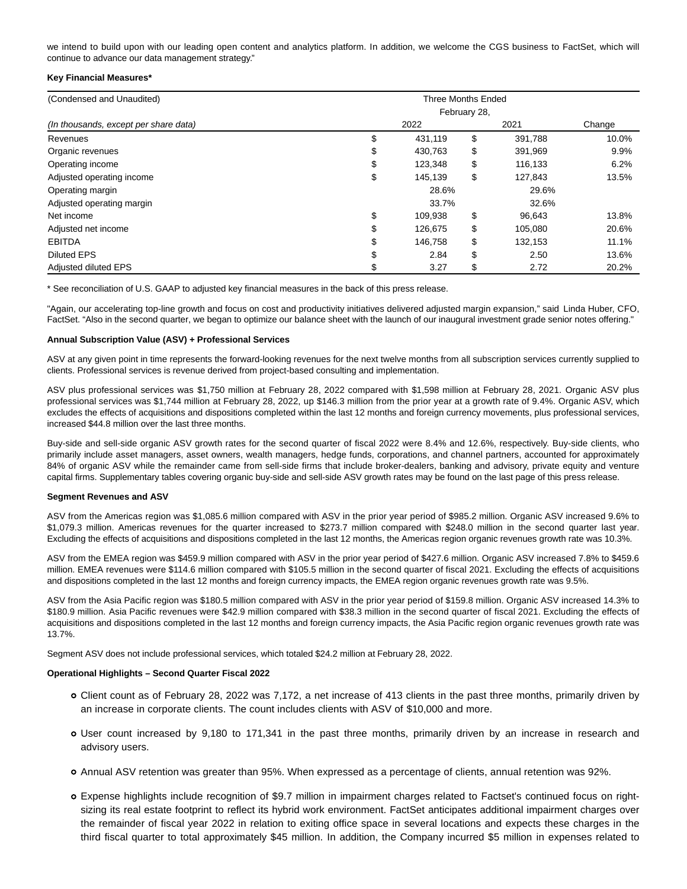we intend to build upon with our leading open content and analytics platform. In addition, we welcome the CGS business to FactSet, which will continue to advance our data management strategy."

**Key Financial Measures***

| (Condensed and Unaudited) | Three Months Ended February 28, | | |
|---|---|---|---|
| *(In thousands, except per share data)* | 2022 | 2021 | Change |
| Revenues | $ 431,119 | $ 391,788 | 10.0% |
| Organic revenues | $ 430,763 | $ 391,969 | 9.9% |
| Operating income | $ 123,348 | $ 116,133 | 6.2% |
| Adjusted operating income | $ 145,139 | $ 127,843 | 13.5% |
| Operating margin | 28.6% | 29.6% | |
| Adjusted operating margin | 33.7% | 32.6% | |
| Net income | $ 109,938 | $ 96,643 | 13.8% |
| Adjusted net income | $ 126,675 | $ 105,080 | 20.6% |
| EBITDA | $ 146,758 | $ 132,153 | 11.1% |
| Diluted EPS | $ 2.84 | $ 2.50 | 13.6% |
| Adjusted diluted EPS | $ 3.27 | $ 2.72 | 20.2% |

* See reconciliation of U.S. GAAP to adjusted key financial measures in the back of this press release.

"Again, our accelerating top-line growth and focus on cost and productivity initiatives delivered adjusted margin expansion," said Linda Huber, CFO, FactSet. "Also in the second quarter, we began to optimize our balance sheet with the launch of our inaugural investment grade senior notes offering."

**Annual Subscription Value (ASV) + Professional Services**

ASV at any given point in time represents the forward-looking revenues for the next twelve months from all subscription services currently supplied to clients. Professional services is revenue derived from project-based consulting and implementation.

ASV plus professional services was $1,750 million at February 28, 2022 compared with $1,598 million at February 28, 2021. Organic ASV plus professional services was $1,744 million at February 28, 2022, up $146.3 million from the prior year at a growth rate of 9.4%. Organic ASV, which excludes the effects of acquisitions and dispositions completed within the last 12 months and foreign currency movements, plus professional services, increased $44.8 million over the last three months.

Buy-side and sell-side organic ASV growth rates for the second quarter of fiscal 2022 were 8.4% and 12.6%, respectively. Buy-side clients, who primarily include asset managers, asset owners, wealth managers, hedge funds, corporations, and channel partners, accounted for approximately 84% of organic ASV while the remainder came from sell-side firms that include broker-dealers, banking and advisory, private equity and venture capital firms. Supplementary tables covering organic buy-side and sell-side ASV growth rates may be found on the last page of this press release.

**Segment Revenues and ASV**

ASV from the Americas region was $1,085.6 million compared with ASV in the prior year period of $985.2 million. Organic ASV increased 9.6% to $1,079.3 million. Americas revenues for the quarter increased to $273.7 million compared with $248.0 million in the second quarter last year. Excluding the effects of acquisitions and dispositions completed in the last 12 months, the Americas region organic revenues growth rate was 10.3%.

ASV from the EMEA region was $459.9 million compared with ASV in the prior year period of $427.6 million. Organic ASV increased 7.8% to $459.6 million. EMEA revenues were $114.6 million compared with $105.5 million in the second quarter of fiscal 2021. Excluding the effects of acquisitions and dispositions completed in the last 12 months and foreign currency impacts, the EMEA region organic revenues growth rate was 9.5%.

ASV from the Asia Pacific region was $180.5 million compared with ASV in the prior year period of $159.8 million. Organic ASV increased 14.3% to $180.9 million. Asia Pacific revenues were $42.9 million compared with $38.3 million in the second quarter of fiscal 2021. Excluding the effects of acquisitions and dispositions completed in the last 12 months and foreign currency impacts, the Asia Pacific region organic revenues growth rate was 13.7%.

Segment ASV does not include professional services, which totaled $24.2 million at February 28, 2022.

**Operational Highlights – Second Quarter Fiscal 2022**

- Client count as of February 28, 2022 was 7,172, a net increase of 413 clients in the past three months, primarily driven by an increase in corporate clients. The count includes clients with ASV of $10,000 and more.
- User count increased by 9,180 to 171,341 in the past three months, primarily driven by an increase in research and advisory users.
- Annual ASV retention was greater than 95%. When expressed as a percentage of clients, annual retention was 92%.
- Expense highlights include recognition of $9.7 million in impairment charges related to Factset's continued focus on right-sizing its real estate footprint to reflect its hybrid work environment. FactSet anticipates additional impairment charges over the remainder of fiscal year 2022 in relation to exiting office space in several locations and expects these charges in the third fiscal quarter to total approximately $45 million. In addition, the Company incurred $5 million in expenses related to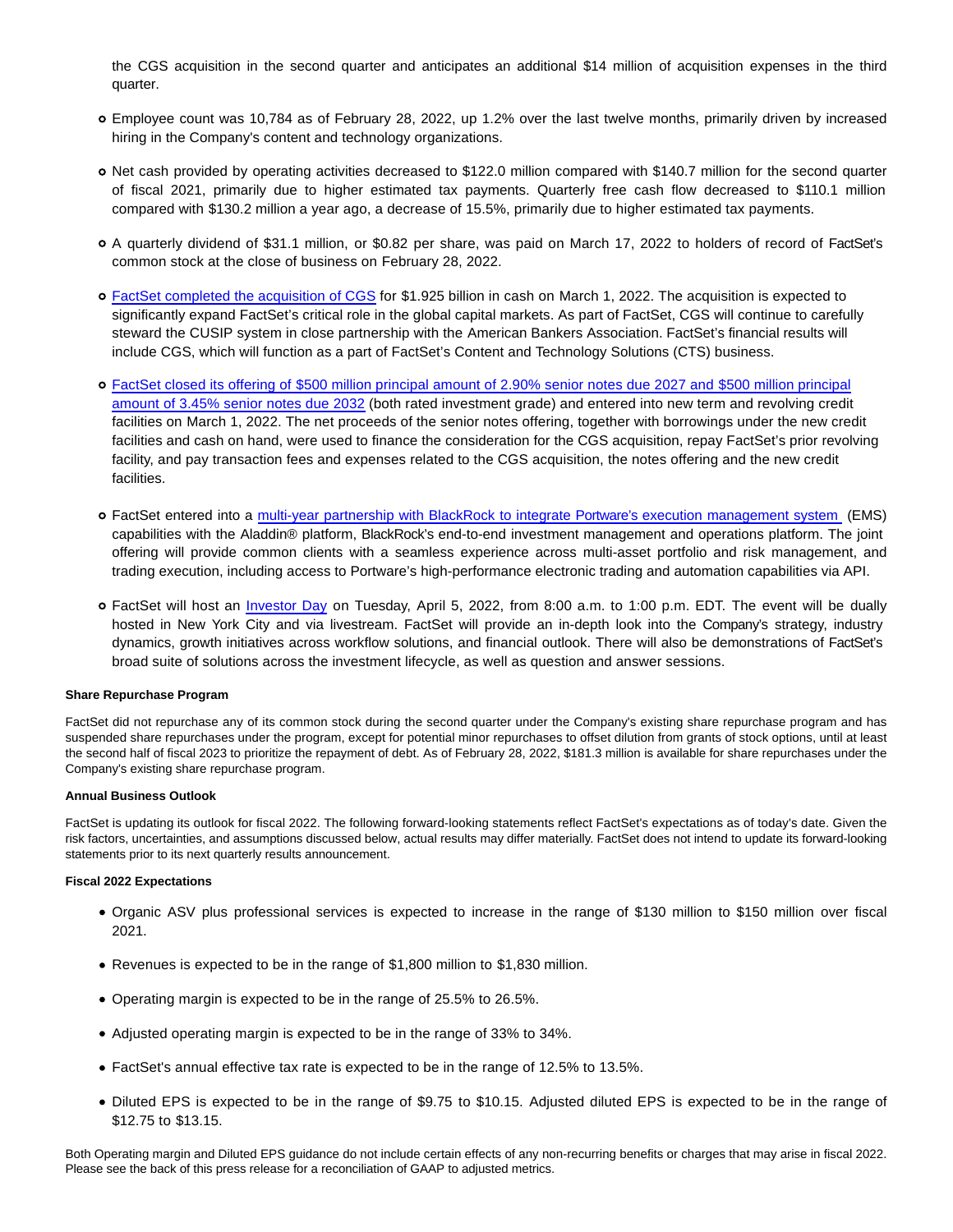the CGS acquisition in the second quarter and anticipates an additional $14 million of acquisition expenses in the third quarter.

- Employee count was 10,784 as of February 28, 2022, up 1.2% over the last twelve months, primarily driven by increased hiring in the Company's content and technology organizations.
- Net cash provided by operating activities decreased to $122.0 million compared with $140.7 million for the second quarter of fiscal 2021, primarily due to higher estimated tax payments. Quarterly free cash flow decreased to $110.1 million compared with $130.2 million a year ago, a decrease of 15.5%, primarily due to higher estimated tax payments.
- A quarterly dividend of $31.1 million, or $0.82 per share, was paid on March 17, 2022 to holders of record of FactSet's common stock at the close of business on February 28, 2022.
- FactSet completed the acquisition of CGS for $1.925 billion in cash on March 1, 2022. The acquisition is expected to significantly expand FactSet's critical role in the global capital markets. As part of FactSet, CGS will continue to carefully steward the CUSIP system in close partnership with the American Bankers Association. FactSet's financial results will include CGS, which will function as a part of FactSet's Content and Technology Solutions (CTS) business.
- FactSet closed its offering of $500 million principal amount of 2.90% senior notes due 2027 and $500 million principal amount of 3.45% senior notes due 2032 (both rated investment grade) and entered into new term and revolving credit facilities on March 1, 2022. The net proceeds of the senior notes offering, together with borrowings under the new credit facilities and cash on hand, were used to finance the consideration for the CGS acquisition, repay FactSet's prior revolving facility, and pay transaction fees and expenses related to the CGS acquisition, the notes offering and the new credit facilities.
- FactSet entered into a multi-year partnership with BlackRock to integrate Portware's execution management system (EMS) capabilities with the Aladdin® platform, BlackRock's end-to-end investment management and operations platform. The joint offering will provide common clients with a seamless experience across multi-asset portfolio and risk management, and trading execution, including access to Portware's high-performance electronic trading and automation capabilities via API.
- FactSet will host an Investor Day on Tuesday, April 5, 2022, from 8:00 a.m. to 1:00 p.m. EDT. The event will be dually hosted in New York City and via livestream. FactSet will provide an in-depth look into the Company's strategy, industry dynamics, growth initiatives across workflow solutions, and financial outlook. There will also be demonstrations of FactSet's broad suite of solutions across the investment lifecycle, as well as question and answer sessions.

**Share Repurchase Program**

FactSet did not repurchase any of its common stock during the second quarter under the Company's existing share repurchase program and has suspended share repurchases under the program, except for potential minor repurchases to offset dilution from grants of stock options, until at least the second half of fiscal 2023 to prioritize the repayment of debt. As of February 28, 2022, $181.3 million is available for share repurchases under the Company's existing share repurchase program.

**Annual Business Outlook**

FactSet is updating its outlook for fiscal 2022. The following forward-looking statements reflect FactSet's expectations as of today's date. Given the risk factors, uncertainties, and assumptions discussed below, actual results may differ materially. FactSet does not intend to update its forward-looking statements prior to its next quarterly results announcement.

**Fiscal 2022 Expectations**

- Organic ASV plus professional services is expected to increase in the range of $130 million to $150 million over fiscal 2021.
- Revenues is expected to be in the range of $1,800 million to $1,830 million.
- Operating margin is expected to be in the range of 25.5% to 26.5%.
- Adjusted operating margin is expected to be in the range of 33% to 34%.
- FactSet's annual effective tax rate is expected to be in the range of 12.5% to 13.5%.
- Diluted EPS is expected to be in the range of $9.75 to $10.15. Adjusted diluted EPS is expected to be in the range of $12.75 to $13.15.

Both Operating margin and Diluted EPS guidance do not include certain effects of any non-recurring benefits or charges that may arise in fiscal 2022. Please see the back of this press release for a reconciliation of GAAP to adjusted metrics.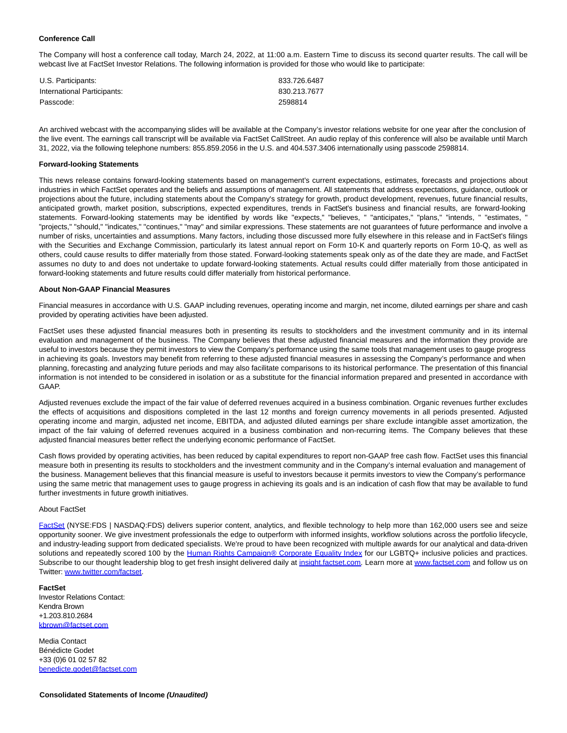**Conference Call**

The Company will host a conference call today, March 24, 2022, at 11:00 a.m. Eastern Time to discuss its second quarter results. The call will be webcast live at FactSet Investor Relations. The following information is provided for those who would like to participate:

| | |
|---|---|
| U.S. Participants: | 833.726.6487 |
| International Participants: | 830.213.7677 |
| Passcode: | 2598814 |

An archived webcast with the accompanying slides will be available at the Company's investor relations website for one year after the conclusion of the live event. The earnings call transcript will be available via FactSet CallStreet. An audio replay of this conference will also be available until March 31, 2022, via the following telephone numbers: 855.859.2056 in the U.S. and 404.537.3406 internationally using passcode 2598814.

**Forward-looking Statements**

This news release contains forward-looking statements based on management's current expectations, estimates, forecasts and projections about industries in which FactSet operates and the beliefs and assumptions of management. All statements that address expectations, guidance, outlook or projections about the future, including statements about the Company's strategy for growth, product development, revenues, future financial results, anticipated growth, market position, subscriptions, expected expenditures, trends in FactSet's business and financial results, are forward-looking statements. Forward-looking statements may be identified by words like "expects," "believes, " "anticipates," "plans," "intends, " "estimates, " "projects," "should," "indicates," "continues," "may" and similar expressions. These statements are not guarantees of future performance and involve a number of risks, uncertainties and assumptions. Many factors, including those discussed more fully elsewhere in this release and in FactSet's filings with the Securities and Exchange Commission, particularly its latest annual report on Form 10-K and quarterly reports on Form 10-Q, as well as others, could cause results to differ materially from those stated. Forward-looking statements speak only as of the date they are made, and FactSet assumes no duty to and does not undertake to update forward-looking statements. Actual results could differ materially from those anticipated in forward-looking statements and future results could differ materially from historical performance.

**About Non-GAAP Financial Measures**

Financial measures in accordance with U.S. GAAP including revenues, operating income and margin, net income, diluted earnings per share and cash provided by operating activities have been adjusted.

FactSet uses these adjusted financial measures both in presenting its results to stockholders and the investment community and in its internal evaluation and management of the business. The Company believes that these adjusted financial measures and the information they provide are useful to investors because they permit investors to view the Company's performance using the same tools that management uses to gauge progress in achieving its goals. Investors may benefit from referring to these adjusted financial measures in assessing the Company's performance and when planning, forecasting and analyzing future periods and may also facilitate comparisons to its historical performance. The presentation of this financial information is not intended to be considered in isolation or as a substitute for the financial information prepared and presented in accordance with GAAP.

Adjusted revenues exclude the impact of the fair value of deferred revenues acquired in a business combination. Organic revenues further excludes the effects of acquisitions and dispositions completed in the last 12 months and foreign currency movements in all periods presented. Adjusted operating income and margin, adjusted net income, EBITDA, and adjusted diluted earnings per share exclude intangible asset amortization, the impact of the fair valuing of deferred revenues acquired in a business combination and non-recurring items. The Company believes that these adjusted financial measures better reflect the underlying economic performance of FactSet.

Cash flows provided by operating activities, has been reduced by capital expenditures to report non-GAAP free cash flow. FactSet uses this financial measure both in presenting its results to stockholders and the investment community and in the Company's internal evaluation and management of the business. Management believes that this financial measure is useful to investors because it permits investors to view the Company's performance using the same metric that management uses to gauge progress in achieving its goals and is an indication of cash flow that may be available to fund further investments in future growth initiatives.

About FactSet

FactSet (NYSE:FDS | NASDAQ:FDS) delivers superior content, analytics, and flexible technology to help more than 162,000 users see and seize opportunity sooner. We give investment professionals the edge to outperform with informed insights, workflow solutions across the portfolio lifecycle, and industry-leading support from dedicated specialists. We're proud to have been recognized with multiple awards for our analytical and data-driven solutions and repeatedly scored 100 by the Human Rights Campaign® Corporate Equality Index for our LGBTQ+ inclusive policies and practices. Subscribe to our thought leadership blog to get fresh insight delivered daily at insight.factset.com. Learn more at www.factset.com and follow us on Twitter: www.twitter.com/factset.

**FactSet**
Investor Relations Contact:
Kendra Brown
+1.203.810.2684
kbrown@factset.com

Media Contact
Bénédicte Godet
+33 (0)6 01 02 57 82
benedicte.godet@factset.com

**Consolidated Statements of Income *(Unaudited)***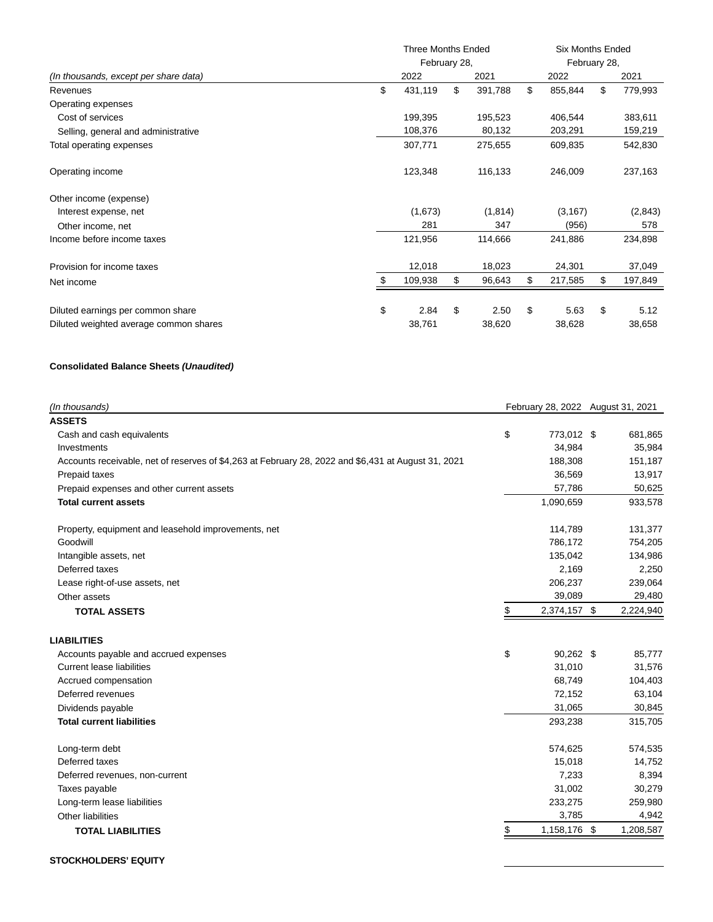| (In thousands, except per share data) | Three Months Ended February 28, 2022 | Three Months Ended February 28, 2021 | Six Months Ended February 28, 2022 | Six Months Ended February 28, 2021 |
|---|---|---|---|---|
| Revenues | $ 431,119 | $ 391,788 | $ 855,844 | $ 779,993 |
| Operating expenses | | | | |
| Cost of services | 199,395 | 195,523 | 406,544 | 383,611 |
| Selling, general and administrative | 108,376 | 80,132 | 203,291 | 159,219 |
| Total operating expenses | 307,771 | 275,655 | 609,835 | 542,830 |
| Operating income | 123,348 | 116,133 | 246,009 | 237,163 |
| Other income (expense) | | | | |
| Interest expense, net | (1,673) | (1,814) | (3,167) | (2,843) |
| Other income, net | 281 | 347 | (956) | 578 |
| Income before income taxes | 121,956 | 114,666 | 241,886 | 234,898 |
| Provision for income taxes | 12,018 | 18,023 | 24,301 | 37,049 |
| Net income | $ 109,938 | $ 96,643 | $ 217,585 | $ 197,849 |
| Diluted earnings per common share | $ 2.84 | $ 2.50 | $ 5.63 | $ 5.12 |
| Diluted weighted average common shares | 38,761 | 38,620 | 38,628 | 38,658 |

**Consolidated Balance Sheets *(Unaudited)***

| (In thousands) | February 28, 2022 | August 31, 2021 |
|---|---|---|
| **ASSETS** | | |
| Cash and cash equivalents | $ 773,012 | $ 681,865 |
| Investments | 34,984 | 35,984 |
| Accounts receivable, net of reserves of $4,263 at February 28, 2022 and $6,431 at August 31, 2021 | 188,308 | 151,187 |
| Prepaid taxes | 36,569 | 13,917 |
| Prepaid expenses and other current assets | 57,786 | 50,625 |
| **Total current assets** | 1,090,659 | 933,578 |
| Property, equipment and leasehold improvements, net | 114,789 | 131,377 |
| Goodwill | 786,172 | 754,205 |
| Intangible assets, net | 135,042 | 134,986 |
| Deferred taxes | 2,169 | 2,250 |
| Lease right-of-use assets, net | 206,237 | 239,064 |
| Other assets | 39,089 | 29,480 |
| **TOTAL ASSETS** | $ 2,374,157 | $ 2,224,940 |
| **LIABILITIES** | | |
| Accounts payable and accrued expenses | $ 90,262 | $ 85,777 |
| Current lease liabilities | 31,010 | 31,576 |
| Accrued compensation | 68,749 | 104,403 |
| Deferred revenues | 72,152 | 63,104 |
| Dividends payable | 31,065 | 30,845 |
| **Total current liabilities** | 293,238 | 315,705 |
| Long-term debt | 574,625 | 574,535 |
| Deferred taxes | 15,018 | 14,752 |
| Deferred revenues, non-current | 7,233 | 8,394 |
| Taxes payable | 31,002 | 30,279 |
| Long-term lease liabilities | 233,275 | 259,980 |
| Other liabilities | 3,785 | 4,942 |
| **TOTAL LIABILITIES** | $ 1,158,176 | $ 1,208,587 |
| **STOCKHOLDERS' EQUITY** | | |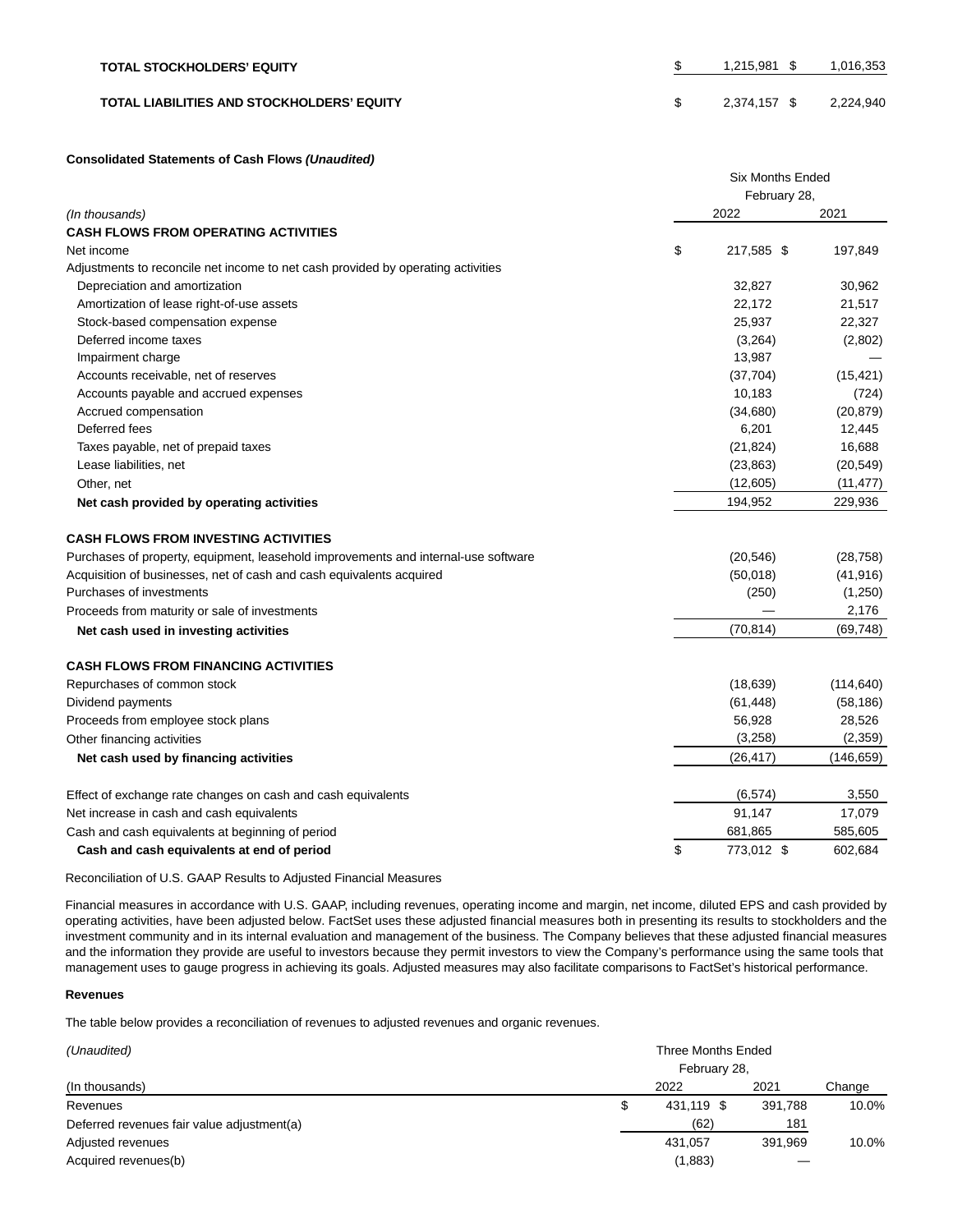| | | |
|---|---|---|
| **TOTAL STOCKHOLDERS' EQUITY** | $ 1,215,981 | $ 1,016,353 |
| **TOTAL LIABILITIES AND STOCKHOLDERS' EQUITY** | $ 2,374,157 | $ 2,224,940 |

**Consolidated Statements of Cash Flows *(Unaudited)***

| *(In thousands)* | Six Months Ended February 28, 2022 | 2021 |
|---|---|---|
| **CASH FLOWS FROM OPERATING ACTIVITIES** | | |
| Net income | $ 217,585 | $ 197,849 |
| Adjustments to reconcile net income to net cash provided by operating activities | | |
| Depreciation and amortization | 32,827 | 30,962 |
| Amortization of lease right-of-use assets | 22,172 | 21,517 |
| Stock-based compensation expense | 25,937 | 22,327 |
| Deferred income taxes | (3,264) | (2,802) |
| Impairment charge | 13,987 | — |
| Accounts receivable, net of reserves | (37,704) | (15,421) |
| Accounts payable and accrued expenses | 10,183 | (724) |
| Accrued compensation | (34,680) | (20,879) |
| Deferred fees | 6,201 | 12,445 |
| Taxes payable, net of prepaid taxes | (21,824) | 16,688 |
| Lease liabilities, net | (23,863) | (20,549) |
| Other, net | (12,605) | (11,477) |
| **Net cash provided by operating activities** | 194,952 | 229,936 |
| **CASH FLOWS FROM INVESTING ACTIVITIES** | | |
| Purchases of property, equipment, leasehold improvements and internal-use software | (20,546) | (28,758) |
| Acquisition of businesses, net of cash and cash equivalents acquired | (50,018) | (41,916) |
| Purchases of investments | (250) | (1,250) |
| Proceeds from maturity or sale of investments | — | 2,176 |
| **Net cash used in investing activities** | (70,814) | (69,748) |
| **CASH FLOWS FROM FINANCING ACTIVITIES** | | |
| Repurchases of common stock | (18,639) | (114,640) |
| Dividend payments | (61,448) | (58,186) |
| Proceeds from employee stock plans | 56,928 | 28,526 |
| Other financing activities | (3,258) | (2,359) |
| **Net cash used by financing activities** | (26,417) | (146,659) |
| Effect of exchange rate changes on cash and cash equivalents | (6,574) | 3,550 |
| Net increase in cash and cash equivalents | 91,147 | 17,079 |
| Cash and cash equivalents at beginning of period | 681,865 | 585,605 |
| **Cash and cash equivalents at end of period** | $ 773,012 | $ 602,684 |

Reconciliation of U.S. GAAP Results to Adjusted Financial Measures

Financial measures in accordance with U.S. GAAP, including revenues, operating income and margin, net income, diluted EPS and cash provided by operating activities, have been adjusted below. FactSet uses these adjusted financial measures both in presenting its results to stockholders and the investment community and in its internal evaluation and management of the business. The Company believes that these adjusted financial measures and the information they provide are useful to investors because they permit investors to view the Company's performance using the same tools that management uses to gauge progress in achieving its goals. Adjusted measures may also facilitate comparisons to FactSet's historical performance.

**Revenues**

The table below provides a reconciliation of revenues to adjusted revenues and organic revenues.

| *(Unaudited)* (In thousands) | Three Months Ended February 28, 2022 | 2021 | Change |
|---|---|---|---|
| Revenues | $ 431,119 | $ 391,788 | 10.0% |
| Deferred revenues fair value adjustment(a) | (62) | 181 | |
| Adjusted revenues | 431,057 | 391,969 | 10.0% |
| Acquired revenues(b) | (1,883) | — | |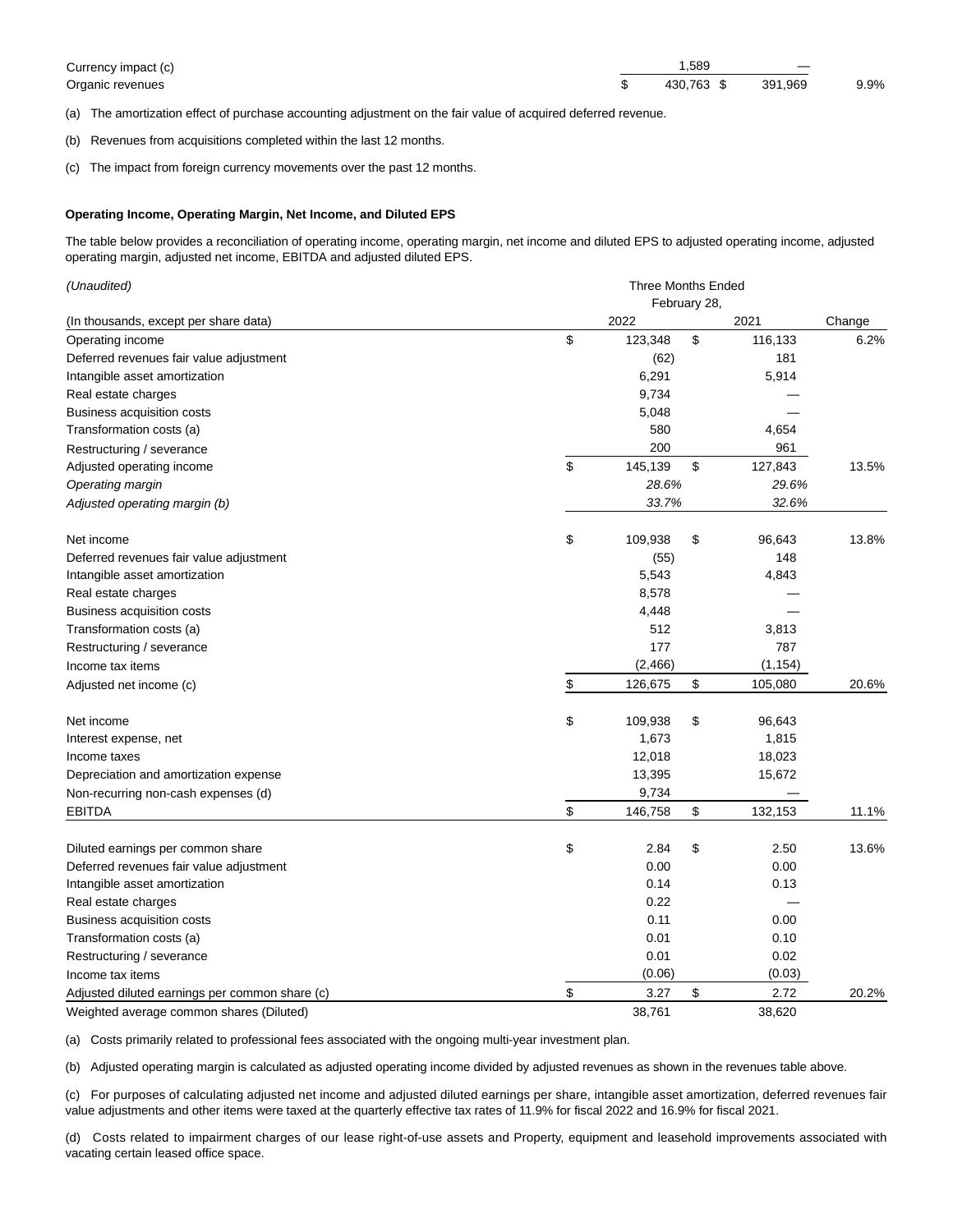| | 2022 | 2021 | |
|---|---|---|---|
| Currency impact (c) | 1,589 | — | |
| Organic revenues | $ 430,763 | $ 391,969 | 9.9% |

(a) The amortization effect of purchase accounting adjustment on the fair value of acquired deferred revenue.

(b) Revenues from acquisitions completed within the last 12 months.

(c) The impact from foreign currency movements over the past 12 months.

**Operating Income, Operating Margin, Net Income, and Diluted EPS**

The table below provides a reconciliation of operating income, operating margin, net income and diluted EPS to adjusted operating income, adjusted operating margin, adjusted net income, EBITDA and adjusted diluted EPS.

| *(Unaudited)* | Three Months Ended February 28, | | |
|---|---|---|---|
| (In thousands, except per share data) | 2022 | 2021 | Change |
| Operating income | $ 123,348 | $ 116,133 | 6.2% |
| Deferred revenues fair value adjustment | (62) | 181 | |
| Intangible asset amortization | 6,291 | 5,914 | |
| Real estate charges | 9,734 | — | |
| Business acquisition costs | 5,048 | — | |
| Transformation costs (a) | 580 | 4,654 | |
| Restructuring / severance | 200 | 961 | |
| Adjusted operating income | $ 145,139 | $ 127,843 | 13.5% |
| *Operating margin* | *28.6%* | *29.6%* | |
| *Adjusted operating margin (b)* | *33.7%* | *32.6%* | |
| | | | |
| Net income | $ 109,938 | $ 96,643 | 13.8% |
| Deferred revenues fair value adjustment | (55) | 148 | |
| Intangible asset amortization | 5,543 | 4,843 | |
| Real estate charges | 8,578 | — | |
| Business acquisition costs | 4,448 | — | |
| Transformation costs (a) | 512 | 3,813 | |
| Restructuring / severance | 177 | 787 | |
| Income tax items | (2,466) | (1,154) | |
| Adjusted net income (c) | $ 126,675 | $ 105,080 | 20.6% |
| | | | |
| Net income | $ 109,938 | $ 96,643 | |
| Interest expense, net | 1,673 | 1,815 | |
| Income taxes | 12,018 | 18,023 | |
| Depreciation and amortization expense | 13,395 | 15,672 | |
| Non-recurring non-cash expenses (d) | 9,734 | — | |
| EBITDA | $ 146,758 | $ 132,153 | 11.1% |
| | | | |
| Diluted earnings per common share | $ 2.84 | $ 2.50 | 13.6% |
| Deferred revenues fair value adjustment | 0.00 | 0.00 | |
| Intangible asset amortization | 0.14 | 0.13 | |
| Real estate charges | 0.22 | — | |
| Business acquisition costs | 0.11 | 0.00 | |
| Transformation costs (a) | 0.01 | 0.10 | |
| Restructuring / severance | 0.01 | 0.02 | |
| Income tax items | (0.06) | (0.03) | |
| Adjusted diluted earnings per common share (c) | $ 3.27 | $ 2.72 | 20.2% |
| Weighted average common shares (Diluted) | 38,761 | 38,620 | |

(a) Costs primarily related to professional fees associated with the ongoing multi-year investment plan.

(b) Adjusted operating margin is calculated as adjusted operating income divided by adjusted revenues as shown in the revenues table above.

(c) For purposes of calculating adjusted net income and adjusted diluted earnings per share, intangible asset amortization, deferred revenues fair value adjustments and other items were taxed at the quarterly effective tax rates of 11.9% for fiscal 2022 and 16.9% for fiscal 2021.

(d) Costs related to impairment charges of our lease right-of-use assets and Property, equipment and leasehold improvements associated with vacating certain leased office space.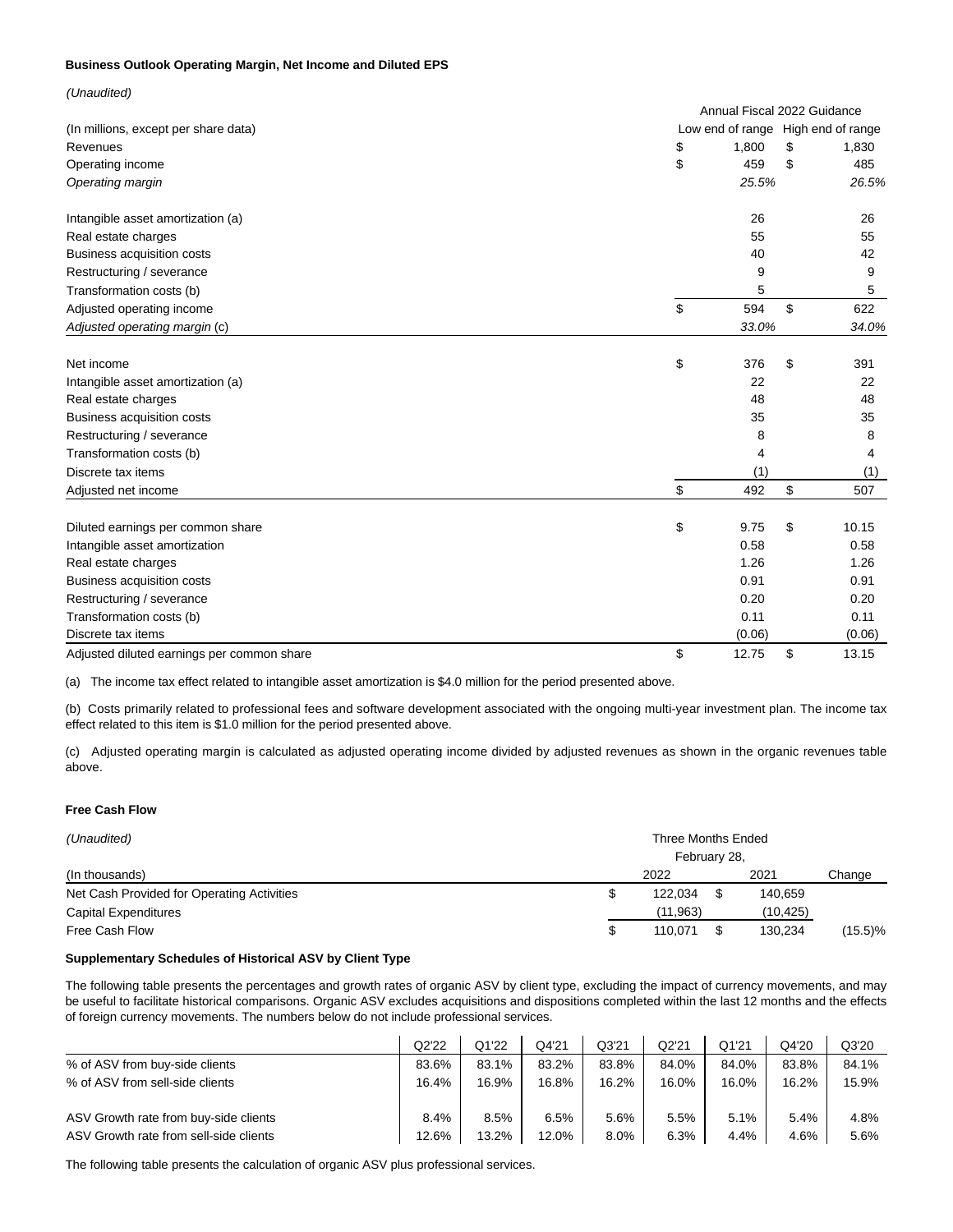**Business Outlook Operating Margin, Net Income and Diluted EPS**

*(Unaudited)*

| (In millions, except per share data) | Annual Fiscal 2022 Guidance | |
|---|---|---|
| | Low end of range | High end of range |
| Revenues | $ 1,800 | $ 1,830 |
| Operating income | $ 459 | $ 485 |
| *Operating margin* | *25.5%* | *26.5%* |
| | | |
| Intangible asset amortization (a) | 26 | 26 |
| Real estate charges | 55 | 55 |
| Business acquisition costs | 40 | 42 |
| Restructuring / severance | 9 | 9 |
| Transformation costs (b) | 5 | 5 |
| Adjusted operating income | $ 594 | $ 622 |
| *Adjusted operating margin* (c) | *33.0%* | *34.0%* |
| | | |
| Net income | $ 376 | $ 391 |
| Intangible asset amortization (a) | 22 | 22 |
| Real estate charges | 48 | 48 |
| Business acquisition costs | 35 | 35 |
| Restructuring / severance | 8 | 8 |
| Transformation costs (b) | 4 | 4 |
| Discrete tax items | (1) | (1) |
| Adjusted net income | $ 492 | $ 507 |
| | | |
| Diluted earnings per common share | $ 9.75 | $ 10.15 |
| Intangible asset amortization | 0.58 | 0.58 |
| Real estate charges | 1.26 | 1.26 |
| Business acquisition costs | 0.91 | 0.91 |
| Restructuring / severance | 0.20 | 0.20 |
| Transformation costs (b) | 0.11 | 0.11 |
| Discrete tax items | (0.06) | (0.06) |
| Adjusted diluted earnings per common share | $ 12.75 | $ 13.15 |

(a) The income tax effect related to intangible asset amortization is $4.0 million for the period presented above.

(b) Costs primarily related to professional fees and software development associated with the ongoing multi-year investment plan. The income tax effect related to this item is $1.0 million for the period presented above.

(c) Adjusted operating margin is calculated as adjusted operating income divided by adjusted revenues as shown in the organic revenues table above.

**Free Cash Flow**

*(Unaudited)*

| (In thousands) | Three Months Ended February 28, 2022 | 2021 | Change |
|---|---|---|---|
| Net Cash Provided for Operating Activities | $ 122,034 | $ 140,659 | |
| Capital Expenditures | (11,963) | (10,425) | |
| Free Cash Flow | $ 110,071 | $ 130,234 | (15.5)% |

**Supplementary Schedules of Historical ASV by Client Type**

The following table presents the percentages and growth rates of organic ASV by client type, excluding the impact of currency movements, and may be useful to facilitate historical comparisons. Organic ASV excludes acquisitions and dispositions completed within the last 12 months and the effects of foreign currency movements. The numbers below do not include professional services.

| | Q2'22 | Q1'22 | Q4'21 | Q3'21 | Q2'21 | Q1'21 | Q4'20 | Q3'20 |
|---|---|---|---|---|---|---|---|---|
| % of ASV from buy-side clients | 83.6% | 83.1% | 83.2% | 83.8% | 84.0% | 84.0% | 83.8% | 84.1% |
| % of ASV from sell-side clients | 16.4% | 16.9% | 16.8% | 16.2% | 16.0% | 16.0% | 16.2% | 15.9% |
| | | | | | | | | |
| ASV Growth rate from buy-side clients | 8.4% | 8.5% | 6.5% | 5.6% | 5.5% | 5.1% | 5.4% | 4.8% |
| ASV Growth rate from sell-side clients | 12.6% | 13.2% | 12.0% | 8.0% | 6.3% | 4.4% | 4.6% | 5.6% |

The following table presents the calculation of organic ASV plus professional services.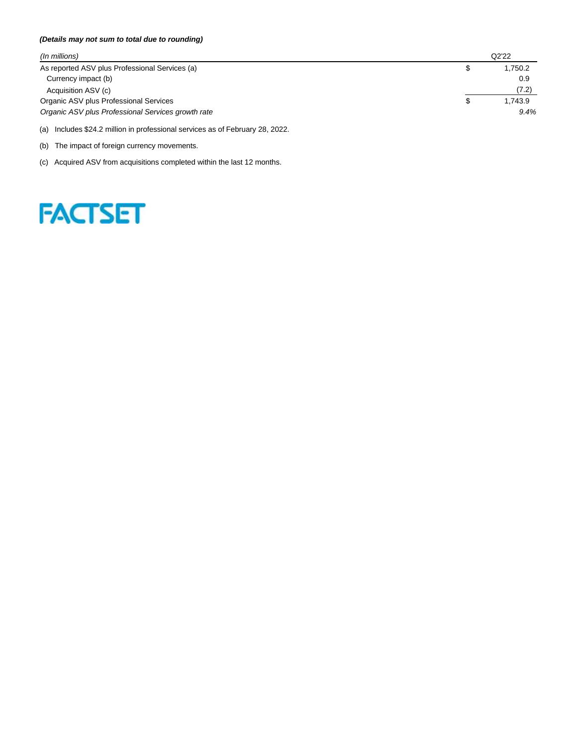***(Details may not sum to total due to rounding)***

| *(In millions)* | | Q2'22 |
|---|---|---|
| As reported ASV plus Professional Services (a) | $ | 1,750.2 |
| Currency impact (b) | | 0.9 |
| Acquisition ASV (c) | | (7.2) |
| Organic ASV plus Professional Services | $ | 1,743.9 |
| *Organic ASV plus Professional Services growth rate* | | *9.4%* |

(a) Includes $24.2 million in professional services as of February 28, 2022.

(b) The impact of foreign currency movements.

(c) Acquired ASV from acquisitions completed within the last 12 months.

FACTSET